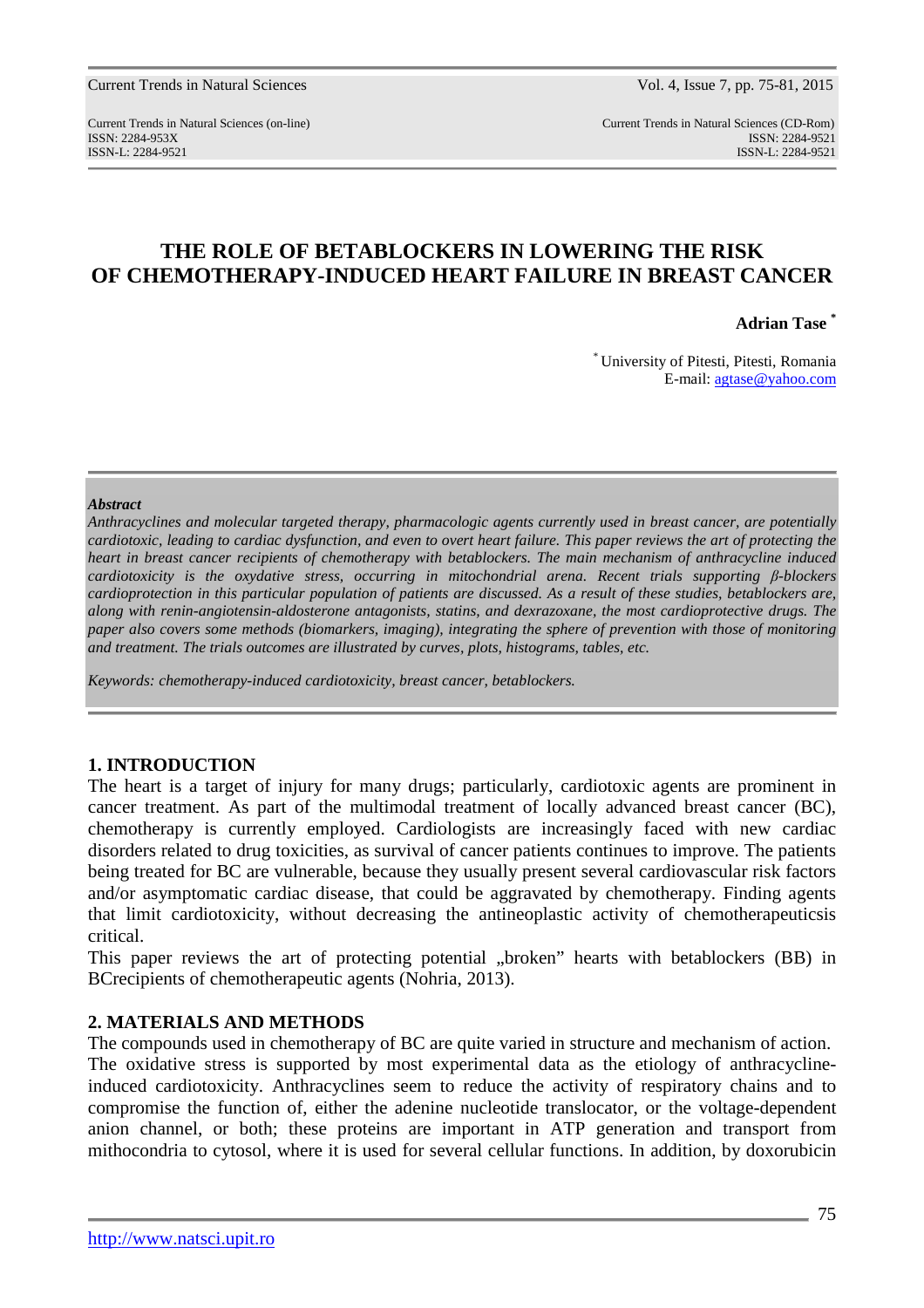# THE ROLE OF BETABLOCKERS IN LOWERING THE RISK OF CHEMOTHERAPY-INDUCED HEART FAILURE IN BREAST CANCER

**Adrian Tase** [*]

[*] University of Pitesti, Pitesti, Romania
E-mail: agtase@yahoo.com

***Abstract***

*Anthracyclines and molecular targeted therapy, pharmacologic agents currently used in breast cancer, are potentially cardiotoxic, leading to cardiac dysfunction, and even to overt heart failure. This paper reviews the art of protecting the heart in breast cancer recipients of chemotherapy with betablockers. The main mechanism of anthracycline induced cardiotoxicity is the oxydative stress, occurring in mitochondrial arena. Recent trials supporting β-blockers cardioprotection in this particular population of patients are discussed. As a result of these studies, betablockers are, along with renin-angiotensin-aldosterone antagonists, statins, and dexrazoxane, the most cardioprotective drugs. The paper also covers some methods (biomarkers, imaging), integrating the sphere of prevention with those of monitoring and treatment. The trials outcomes are illustrated by curves, plots, histograms, tables, etc.*

*Keywords: chemotherapy-induced cardiotoxicity, breast cancer, betablockers.*

## 1. INTRODUCTION

The heart is a target of injury for many drugs; particularly, cardiotoxic agents are prominent in cancer treatment. As part of the multimodal treatment of locally advanced breast cancer (BC), chemotherapy is currently employed. Cardiologists are increasingly faced with new cardiac disorders related to drug toxicities, as survival of cancer patients continues to improve. The patients being treated for BC are vulnerable, because they usually present several cardiovascular risk factors and/or asymptomatic cardiac disease, that could be aggravated by chemotherapy. Finding agents that limit cardiotoxicity, without decreasing the antineoplastic activity of chemotherapeuticsis critical.

This paper reviews the art of protecting potential „broken" hearts with betablockers (BB) in BCrecipients of chemotherapeutic agents (Nohria, 2013).

## 2. MATERIALS AND METHODS

The compounds used in chemotherapy of BC are quite varied in structure and mechanism of action.

The oxidative stress is supported by most experimental data as the etiology of anthracycline-induced cardiotoxicity. Anthracyclines seem to reduce the activity of respiratory chains and to compromise the function of, either the adenine nucleotide translocator, or the voltage-dependent anion channel, or both; these proteins are important in ATP generation and transport from mithocondria to cytosol, where it is used for several cellular functions. In addition, by doxorubicin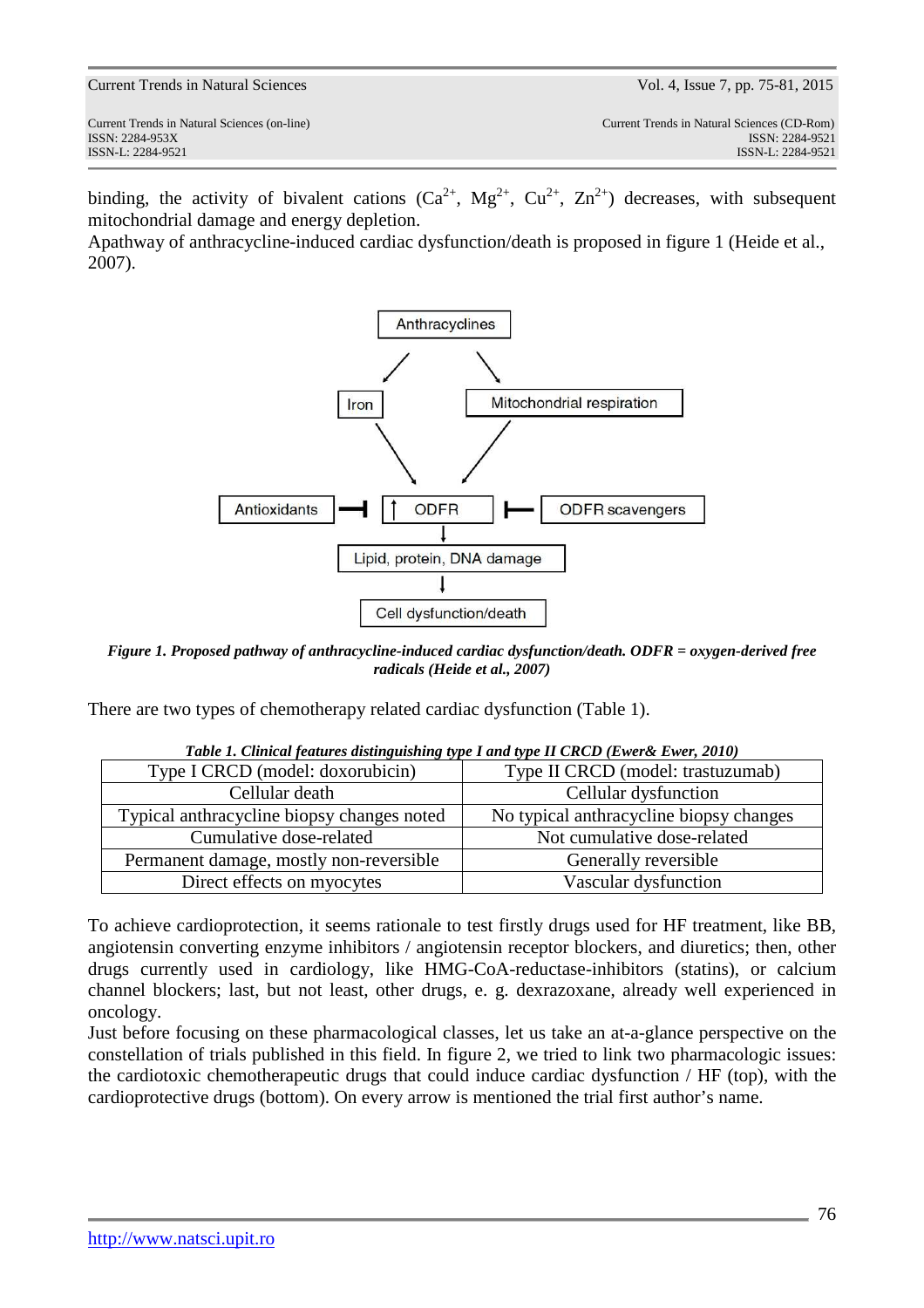binding, the activity of bivalent cations ($Ca^{2+}$, $Mg^{2+}$, $Cu^{2+}$, $Zn^{2+}$) decreases, with subsequent mitochondrial damage and energy depletion.
Apathway of anthracycline-induced cardiac dysfunction/death is proposed in figure 1 (Heide et al., 2007).

***Figure 1. Proposed pathway of anthracycline-induced cardiac dysfunction/death. ODFR = oxygen-derived free radicals (Heide et al., 2007)***

There are two types of chemotherapy related cardiac dysfunction (Table 1).

***Table 1. Clinical features distinguishing type I and type II CRCD (Ewer& Ewer, 2010)***

| Type I CRCD (model: doxorubicin) | Type II CRCD (model: trastuzumab) |
|---|---|
| Cellular death | Cellular dysfunction |
| Typical anthracycline biopsy changes noted | No typical anthracycline biopsy changes |
| Cumulative dose-related | Not cumulative dose-related |
| Permanent damage, mostly non-reversible | Generally reversible |
| Direct effects on myocytes | Vascular dysfunction |

To achieve cardioprotection, it seems rationale to test firstly drugs used for HF treatment, like BB, angiotensin converting enzyme inhibitors / angiotensin receptor blockers, and diuretics; then, other drugs currently used in cardiology, like HMG-CoA-reductase-inhibitors (statins), or calcium channel blockers; last, but not least, other drugs, e. g. dexrazoxane, already well experienced in oncology.
Just before focusing on these pharmacological classes, let us take an at-a-glance perspective on the constellation of trials published in this field. In figure 2, we tried to link two pharmacologic issues: the cardiotoxic chemotherapeutic drugs that could induce cardiac dysfunction / HF (top), with the cardioprotective drugs (bottom). On every arrow is mentioned the trial first author's name.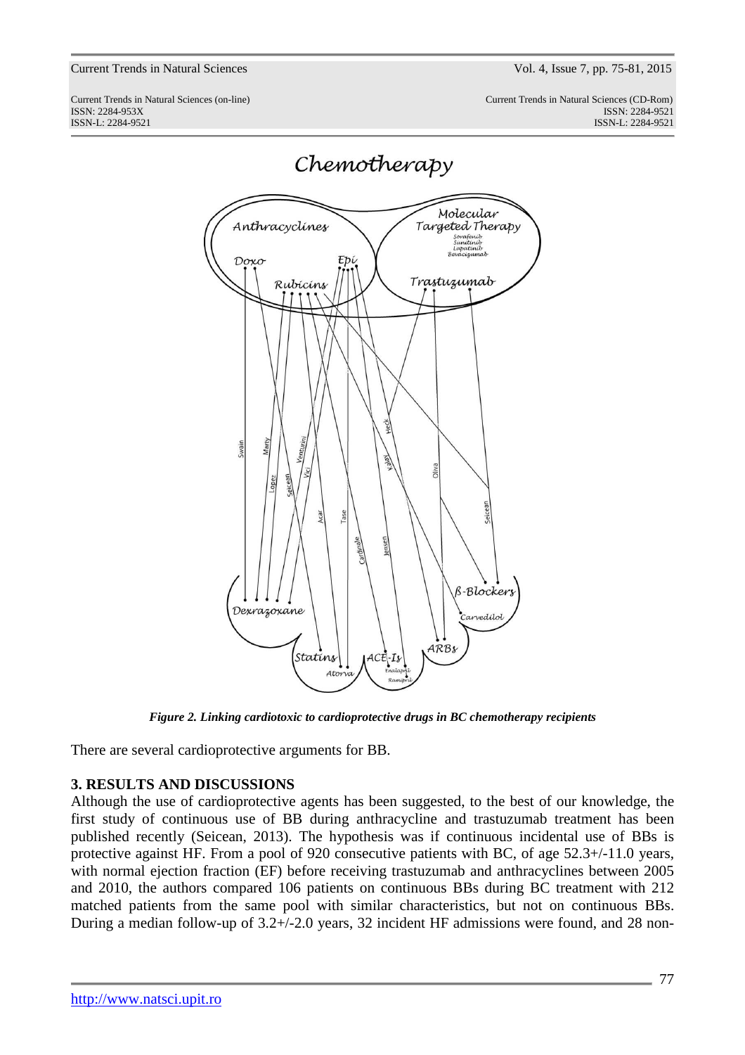*Figure 2. Linking cardiotoxic to cardioprotective drugs in BC chemotherapy recipients*

There are several cardioprotective arguments for BB.

## 3. RESULTS AND DISCUSSIONS

Although the use of cardioprotective agents has been suggested, to the best of our knowledge, the first study of continuous use of BB during anthracycline and trastuzumab treatment has been published recently (Seicean, 2013). The hypothesis was if continuous incidental use of BBs is protective against HF. From a pool of 920 consecutive patients with BC, of age 52.3+/-11.0 years, with normal ejection fraction (EF) before receiving trastuzumab and anthracyclines between 2005 and 2010, the authors compared 106 patients on continuous BBs during BC treatment with 212 matched patients from the same pool with similar characteristics, but not on continuous BBs. During a median follow-up of 3.2+/-2.0 years, 32 incident HF admissions were found, and 28 non-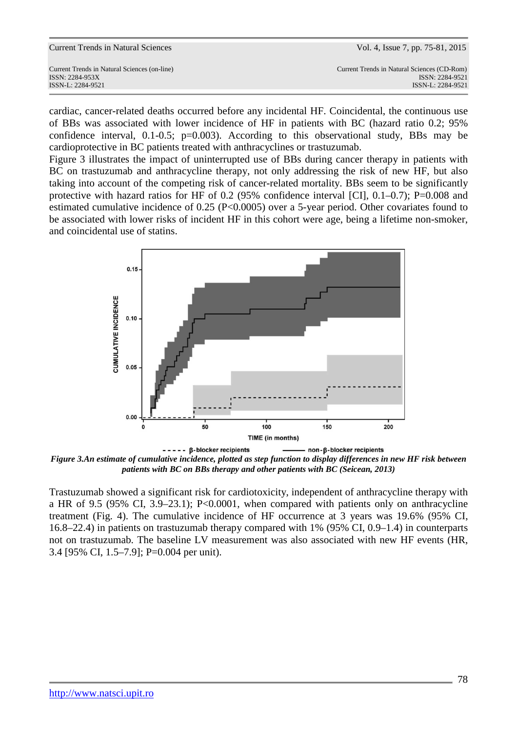cardiac, cancer-related deaths occurred before any incidental HF. Coincidental, the continuous use of BBs was associated with lower incidence of HF in patients with BC (hazard ratio 0.2; 95% confidence interval, 0.1-0.5; p=0.003). According to this observational study, BBs may be cardioprotective in BC patients treated with anthracyclines or trastuzumab.

Figure 3 illustrates the impact of uninterrupted use of BBs during cancer therapy in patients with BC on trastuzumab and anthracycline therapy, not only addressing the risk of new HF, but also taking into account of the competing risk of cancer-related mortality. BBs seem to be significantly protective with hazard ratios for HF of 0.2 (95% confidence interval [CI], 0.1–0.7); P=0.008 and estimated cumulative incidence of 0.25 (P<0.0005) over a 5-year period. Other covariates found to be associated with lower risks of incident HF in this cohort were age, being a lifetime non-smoker, and coincidental use of statins.

***Figure 3.An estimate of cumulative incidence, plotted as step function to display differences in new HF risk between patients with BC on BBs therapy and other patients with BC (Seicean, 2013)***

Trastuzumab showed a significant risk for cardiotoxicity, independent of anthracycline therapy with a HR of 9.5 (95% CI, 3.9–23.1); P<0.0001, when compared with patients only on anthracycline treatment (Fig. 4). The cumulative incidence of HF occurrence at 3 years was 19.6% (95% CI, 16.8–22.4) in patients on trastuzumab therapy compared with 1% (95% CI, 0.9–1.4) in counterparts not on trastuzumab. The baseline LV measurement was also associated with new HF events (HR, 3.4 [95% CI, 1.5–7.9]; P=0.004 per unit).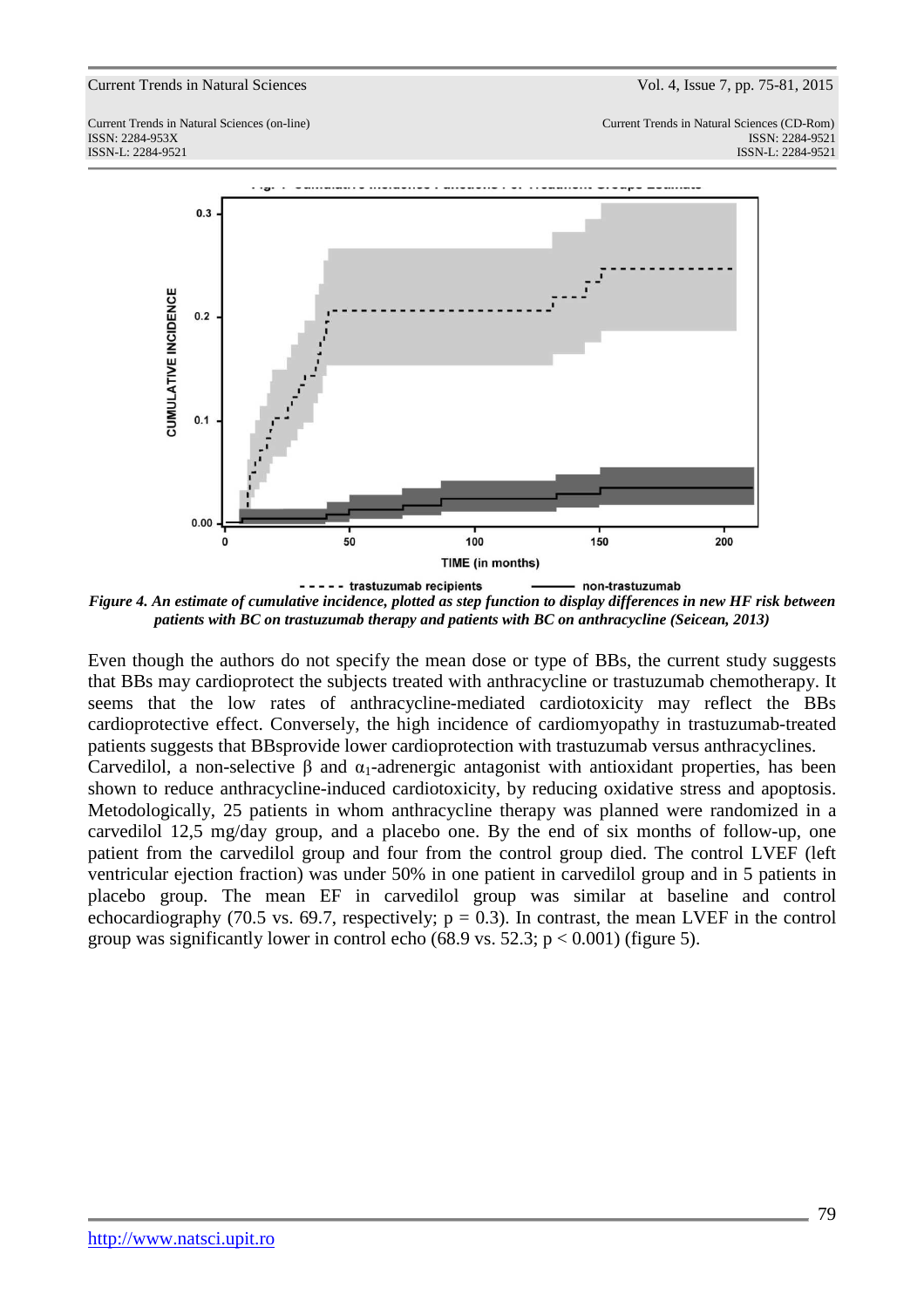*Figure 4. An estimate of cumulative incidence, plotted as step function to display differences in new HF risk between patients with BC on trastuzumab therapy and patients with BC on anthracycline (Seicean, 2013)*

Even though the authors do not specify the mean dose or type of BBs, the current study suggests that BBs may cardioprotect the subjects treated with anthracycline or trastuzumab chemotherapy. It seems that the low rates of anthracycline-mediated cardiotoxicity may reflect the BBs cardioprotective effect. Conversely, the high incidence of cardiomyopathy in trastuzumab-treated patients suggests that BBsprovide lower cardioprotection with trastuzumab versus anthracyclines.

Carvedilol, a non-selective β and $\alpha_1$-adrenergic antagonist with antioxidant properties, has been shown to reduce anthracycline-induced cardiotoxicity, by reducing oxidative stress and apoptosis. Metodologically, 25 patients in whom anthracycline therapy was planned were randomized in a carvedilol 12,5 mg/day group, and a placebo one. By the end of six months of follow-up, one patient from the carvedilol group and four from the control group died. The control LVEF (left ventricular ejection fraction) was under 50% in one patient in carvedilol group and in 5 patients in placebo group. The mean EF in carvedilol group was similar at baseline and control echocardiography (70.5 vs. 69.7, respectively; $p = 0.3$). In contrast, the mean LVEF in the control group was significantly lower in control echo (68.9 vs. 52.3; $p < 0.001$) (figure 5).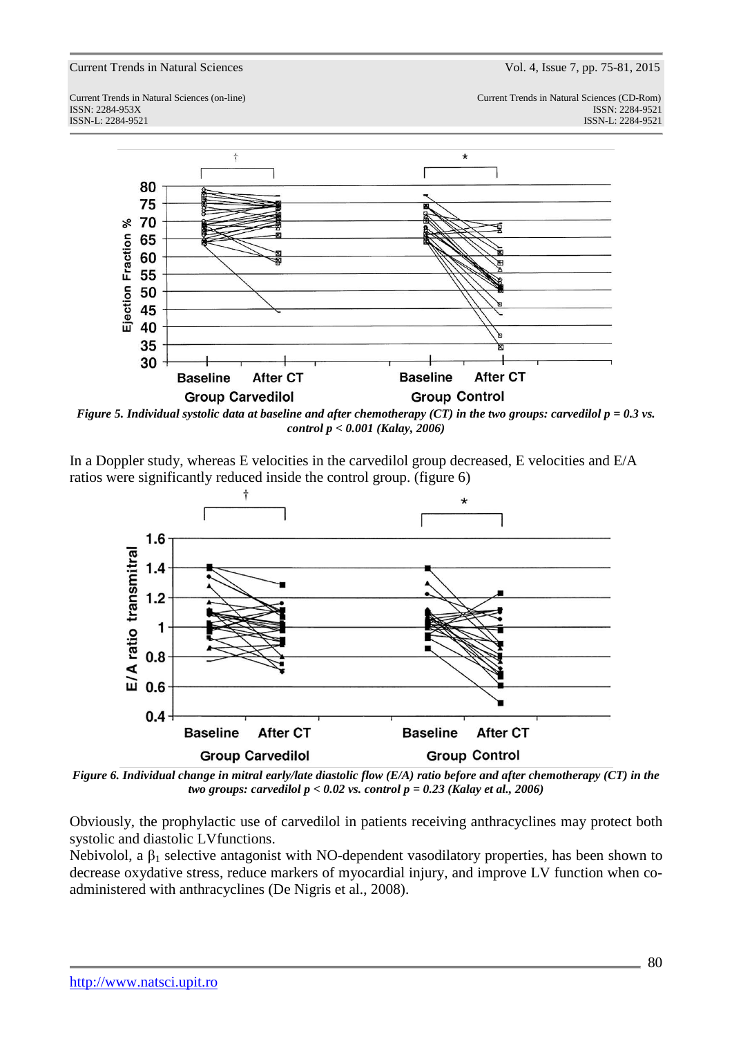*Figure 5. Individual systolic data at baseline and after chemotherapy (CT) in the two groups: carvedilol $p = 0.3$ vs. control $p < 0.001$ (Kalay, 2006)*

In a Doppler study, whereas E velocities in the carvedilol group decreased, E velocities and E/A ratios were significantly reduced inside the control group. (figure 6)

*Figure 6. Individual change in mitral early/late diastolic flow (E/A) ratio before and after chemotherapy (CT) in the two groups: carvedilol $p < 0.02$ vs. control $p = 0.23$ (Kalay et al., 2006)*

Obviously, the prophylactic use of carvedilol in patients receiving anthracyclines may protect both systolic and diastolic LVfunctions.

Nebivolol, a $\beta_1$ selective antagonist with NO-dependent vasodilatory properties, has been shown to decrease oxydative stress, reduce markers of myocardial injury, and improve LV function when co-administered with anthracyclines (De Nigris et al., 2008).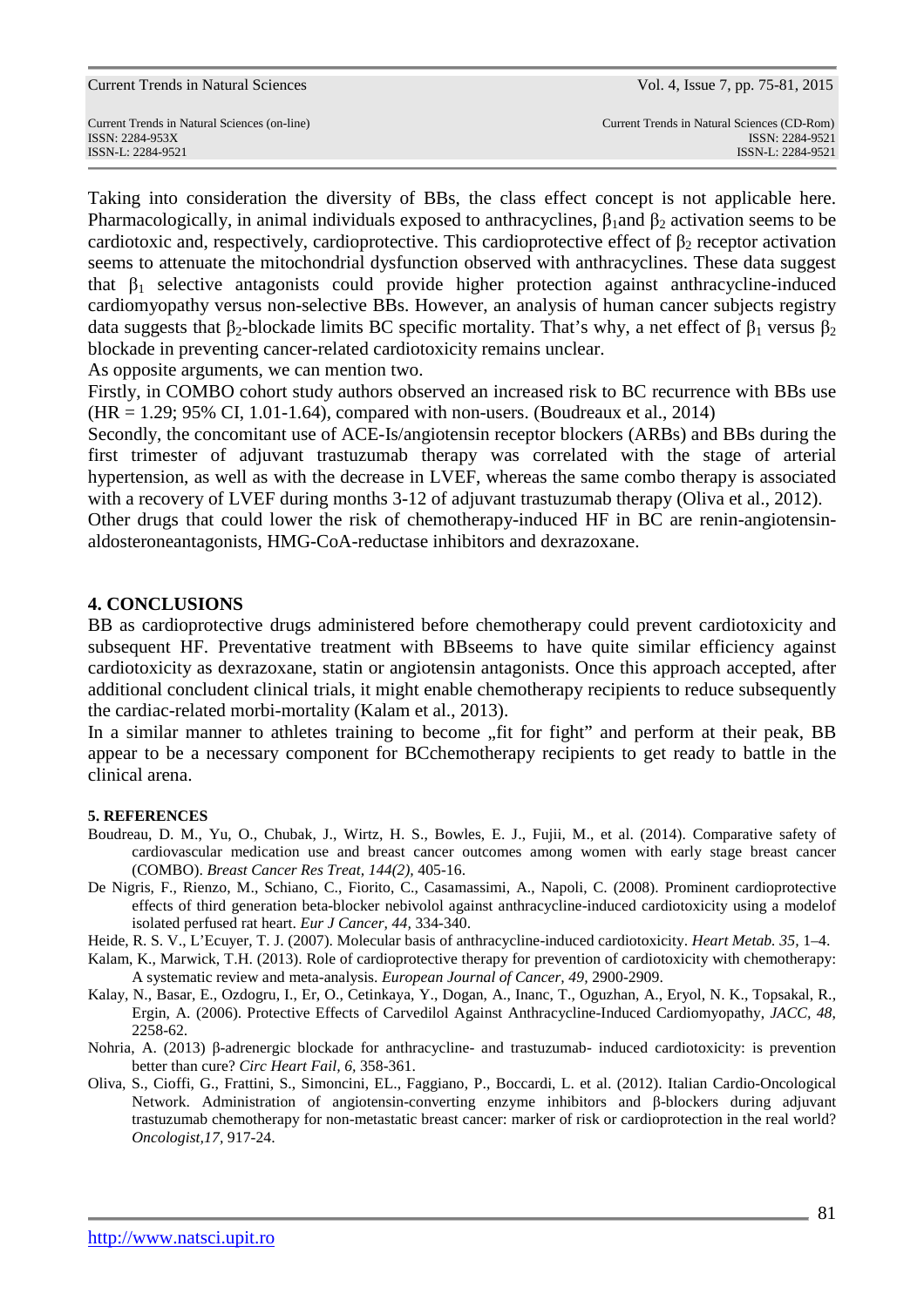Taking into consideration the diversity of BBs, the class effect concept is not applicable here. Pharmacologically, in animal individuals exposed to anthracyclines, $\beta_1$and $\beta_2$ activation seems to be cardiotoxic and, respectively, cardioprotective. This cardioprotective effect of $\beta_2$ receptor activation seems to attenuate the mitochondrial dysfunction observed with anthracyclines. These data suggest that $\beta_1$ selective antagonists could provide higher protection against anthracycline-induced cardiomyopathy versus non-selective BBs. However, an analysis of human cancer subjects registry data suggests that $\beta_2$-blockade limits BC specific mortality. That's why, a net effect of $\beta_1$ versus $\beta_2$ blockade in preventing cancer-related cardiotoxicity remains unclear.

As opposite arguments, we can mention two.

Firstly, in COMBO cohort study authors observed an increased risk to BC recurrence with BBs use (HR = 1.29; 95% CI, 1.01-1.64), compared with non-users. (Boudreaux et al., 2014)

Secondly, the concomitant use of ACE-Is/angiotensin receptor blockers (ARBs) and BBs during the first trimester of adjuvant trastuzumab therapy was correlated with the stage of arterial hypertension, as well as with the decrease in LVEF, whereas the same combo therapy is associated with a recovery of LVEF during months 3-12 of adjuvant trastuzumab therapy (Oliva et al., 2012).

Other drugs that could lower the risk of chemotherapy-induced HF in BC are renin-angiotensin-aldosteroneantagonists, HMG-CoA-reductase inhibitors and dexrazoxane.

## 4. CONCLUSIONS

BB as cardioprotective drugs administered before chemotherapy could prevent cardiotoxicity and subsequent HF. Preventative treatment with BBseems to have quite similar efficiency against cardiotoxicity as dexrazoxane, statin or angiotensin antagonists. Once this approach accepted, after additional concludent clinical trials, it might enable chemotherapy recipients to reduce subsequently the cardiac-related morbi-mortality (Kalam et al., 2013).

In a similar manner to athletes training to become „fit for fight" and perform at their peak, BB appear to be a necessary component for BCchemotherapy recipients to get ready to battle in the clinical arena.

### 5. REFERENCES

Boudreau, D. M., Yu, O., Chubak, J., Wirtz, H. S., Bowles, E. J., Fujii, M., et al. (2014). Comparative safety of cardiovascular medication use and breast cancer outcomes among women with early stage breast cancer (COMBO). *Breast Cancer Res Treat, 144(2),* 405-16.

De Nigris, F., Rienzo, M., Schiano, C., Fiorito, C., Casamassimi, A., Napoli, C. (2008). Prominent cardioprotective effects of third generation beta-blocker nebivolol against anthracycline-induced cardiotoxicity using a modelof isolated perfused rat heart. *Eur J Cancer, 44,* 334-340.

Heide, R. S. V., L'Ecuyer, T. J. (2007). Molecular basis of anthracycline-induced cardiotoxicity. *Heart Metab. 35,* 1–4.

Kalam, K., Marwick, T.H. (2013). Role of cardioprotective therapy for prevention of cardiotoxicity with chemotherapy: A systematic review and meta-analysis. *European Journal of Cancer, 49,* 2900-2909.

Kalay, N., Basar, E., Ozdogru, I., Er, O., Cetinkaya, Y., Dogan, A., Inanc, T., Oguzhan, A., Eryol, N. K., Topsakal, R., Ergin, A. (2006). Protective Effects of Carvedilol Against Anthracycline-Induced Cardiomyopathy, *JACC, 48,* 2258-62.

Nohria, A. (2013) β-adrenergic blockade for anthracycline- and trastuzumab- induced cardiotoxicity: is prevention better than cure? *Circ Heart Fail, 6,* 358-361.

Oliva, S., Cioffi, G., Frattini, S., Simoncini, EL., Faggiano, P., Boccardi, L. et al. (2012). Italian Cardio-Oncological Network. Administration of angiotensin-converting enzyme inhibitors and β-blockers during adjuvant trastuzumab chemotherapy for non-metastatic breast cancer: marker of risk or cardioprotection in the real world? *Oncologist,17,* 917-24.